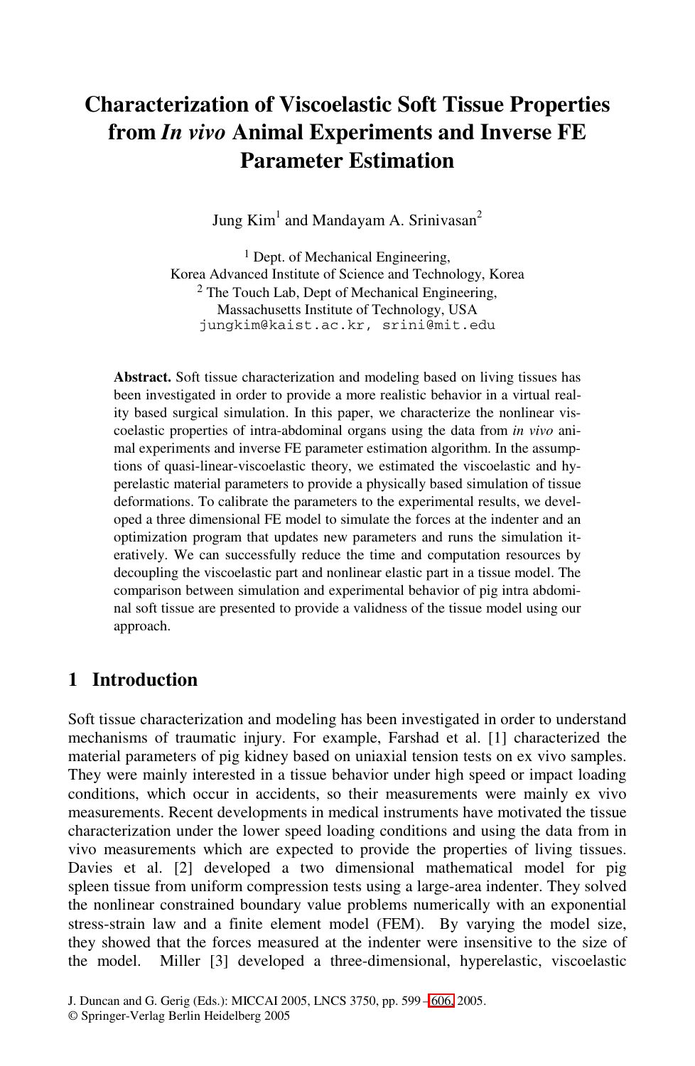# Characterization of Viscoelastic Soft Tissue Properties from *In vivo* Animal Experiments and Inverse FE Parameter Estimation

Jung Kim[1] and Mandayam A. Srinivasan[2]

[1] Dept. of Mechanical Engineering,
Korea Advanced Institute of Science and Technology, Korea
[2] The Touch Lab, Dept of Mechanical Engineering,
Massachusetts Institute of Technology, USA
jungkim@kaist.ac.kr, srini@mit.edu

**Abstract.** Soft tissue characterization and modeling based on living tissues has been investigated in order to provide a more realistic behavior in a virtual reality based surgical simulation. In this paper, we characterize the nonlinear viscoelastic properties of intra-abdominal organs using the data from *in vivo* animal experiments and inverse FE parameter estimation algorithm. In the assumptions of quasi-linear-viscoelastic theory, we estimated the viscoelastic and hyperelastic material parameters to provide a physically based simulation of tissue deformations. To calibrate the parameters to the experimental results, we developed a three dimensional FE model to simulate the forces at the indenter and an optimization program that updates new parameters and runs the simulation iteratively. We can successfully reduce the time and computation resources by decoupling the viscoelastic part and nonlinear elastic part in a tissue model. The comparison between simulation and experimental behavior of pig intra abdominal soft tissue are presented to provide a validness of the tissue model using our approach.

## 1 Introduction

Soft tissue characterization and modeling has been investigated in order to understand mechanisms of traumatic injury. For example, Farshad et al. [1] characterized the material parameters of pig kidney based on uniaxial tension tests on ex vivo samples. They were mainly interested in a tissue behavior under high speed or impact loading conditions, which occur in accidents, so their measurements were mainly ex vivo measurements. Recent developments in medical instruments have motivated the tissue characterization under the lower speed loading conditions and using the data from in vivo measurements which are expected to provide the properties of living tissues. Davies et al. [2] developed a two dimensional mathematical model for pig spleen tissue from uniform compression tests using a large-area indenter. They solved the nonlinear constrained boundary value problems numerically with an exponential stress-strain law and a finite element model (FEM). By varying the model size, they showed that the forces measured at the indenter were insensitive to the size of the model. Miller [3] developed a three-dimensional, hyperelastic, viscoelastic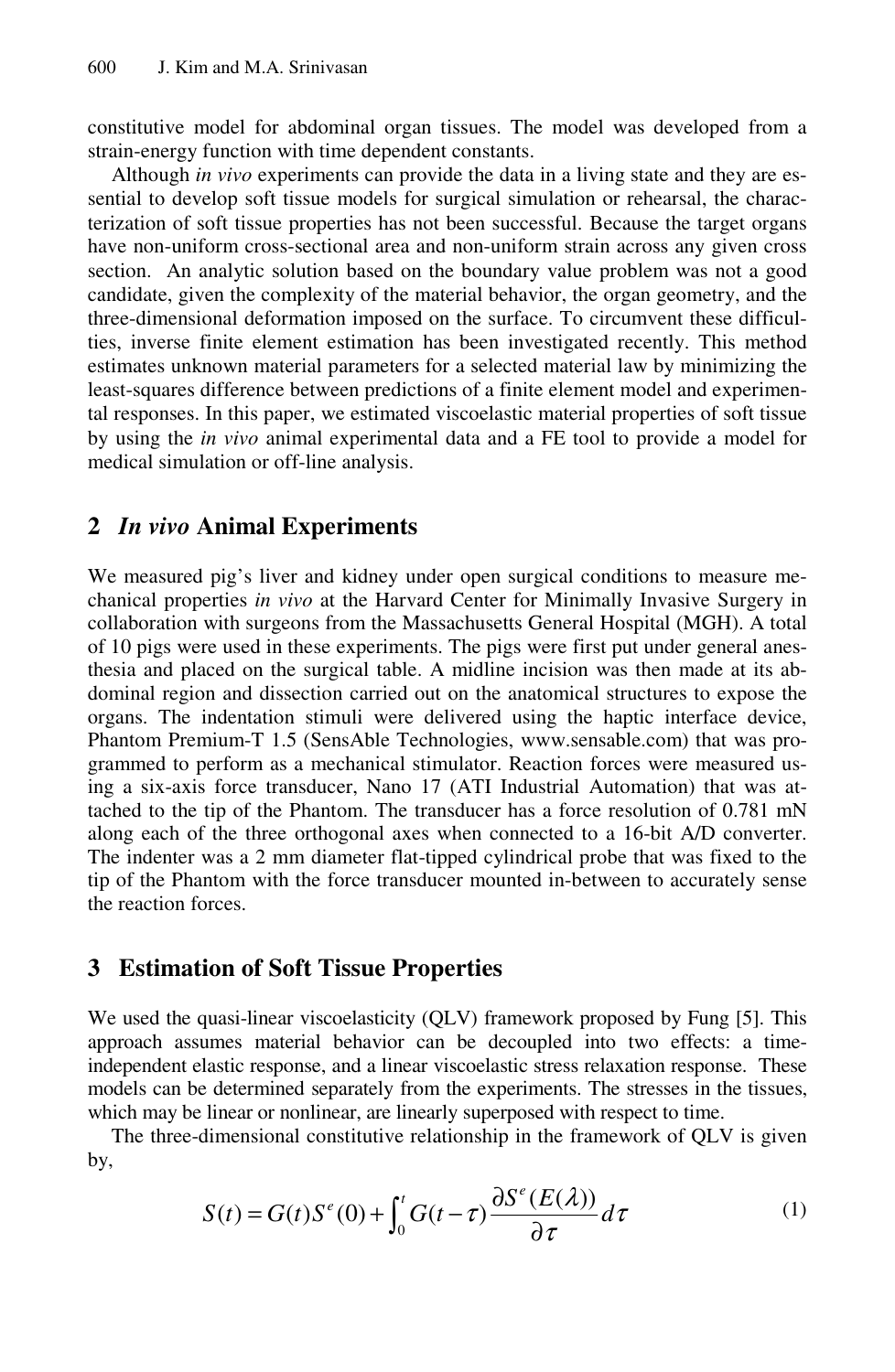constitutive model for abdominal organ tissues. The model was developed from a strain-energy function with time dependent constants.

Although *in vivo* experiments can provide the data in a living state and they are essential to develop soft tissue models for surgical simulation or rehearsal, the characterization of soft tissue properties has not been successful. Because the target organs have non-uniform cross-sectional area and non-uniform strain across any given cross section. An analytic solution based on the boundary value problem was not a good candidate, given the complexity of the material behavior, the organ geometry, and the three-dimensional deformation imposed on the surface. To circumvent these difficulties, inverse finite element estimation has been investigated recently. This method estimates unknown material parameters for a selected material law by minimizing the least-squares difference between predictions of a finite element model and experimental responses. In this paper, we estimated viscoelastic material properties of soft tissue by using the *in vivo* animal experimental data and a FE tool to provide a model for medical simulation or off-line analysis.

## 2 *In vivo* Animal Experiments

We measured pig's liver and kidney under open surgical conditions to measure mechanical properties *in vivo* at the Harvard Center for Minimally Invasive Surgery in collaboration with surgeons from the Massachusetts General Hospital (MGH). A total of 10 pigs were used in these experiments. The pigs were first put under general anesthesia and placed on the surgical table. A midline incision was then made at its abdominal region and dissection carried out on the anatomical structures to expose the organs. The indentation stimuli were delivered using the haptic interface device, Phantom Premium-T 1.5 (SensAble Technologies, www.sensable.com) that was programmed to perform as a mechanical stimulator. Reaction forces were measured using a six-axis force transducer, Nano 17 (ATI Industrial Automation) that was attached to the tip of the Phantom. The transducer has a force resolution of 0.781 mN along each of the three orthogonal axes when connected to a 16-bit A/D converter. The indenter was a 2 mm diameter flat-tipped cylindrical probe that was fixed to the tip of the Phantom with the force transducer mounted in-between to accurately sense the reaction forces.

## 3 Estimation of Soft Tissue Properties

We used the quasi-linear viscoelasticity (QLV) framework proposed by Fung [5]. This approach assumes material behavior can be decoupled into two effects: a time-independent elastic response, and a linear viscoelastic stress relaxation response. These models can be determined separately from the experiments. The stresses in the tissues, which may be linear or nonlinear, are linearly superposed with respect to time.

The three-dimensional constitutive relationship in the framework of QLV is given by,

$$S(t) = G(t)S^e(0) + \int_0^t G(t-\tau)\frac{\partial S^e(E(\lambda))}{\partial \tau}d\tau \tag{1}$$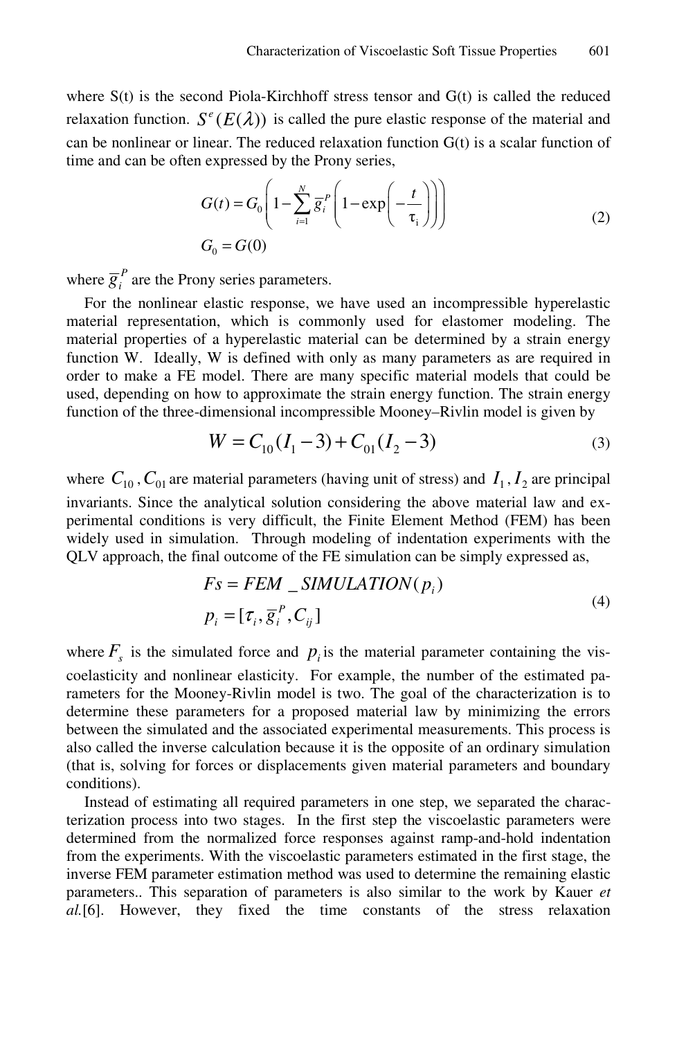where S(t) is the second Piola-Kirchhoff stress tensor and G(t) is called the reduced relaxation function. $S^e(E(\lambda))$ is called the pure elastic response of the material and can be nonlinear or linear. The reduced relaxation function G(t) is a scalar function of time and can be often expressed by the Prony series,

$$
\begin{aligned}
G(t) &= G_0\left(1-\sum_{i=1}^{N}\overline{g}_i^P\left(1-\exp\left(-\frac{t}{\tau_i}\right)\right)\right) \\
G_0 &= G(0)
\end{aligned}
\tag{2}
$$

where $\overline{g}_i^P$ are the Prony series parameters.

For the nonlinear elastic response, we have used an incompressible hyperelastic material representation, which is commonly used for elastomer modeling. The material properties of a hyperelastic material can be determined by a strain energy function W. Ideally, W is defined with only as many parameters as are required in order to make a FE model. There are many specific material models that could be used, depending on how to approximate the strain energy function. The strain energy function of the three-dimensional incompressible Mooney–Rivlin model is given by

$$
W = C_{10}(I_1 - 3) + C_{01}(I_2 - 3) \tag{3}
$$

where $C_{10}, C_{01}$ are material parameters (having unit of stress) and $I_1, I_2$ are principal invariants. Since the analytical solution considering the above material law and experimental conditions is very difficult, the Finite Element Method (FEM) has been widely used in simulation. Through modeling of indentation experiments with the QLV approach, the final outcome of the FE simulation can be simply expressed as,

$$
\begin{aligned}
Fs &= FEM\_SIMULATION(p_i) \\
p_i &= [\tau_i, \overline{g}_i^P, C_{ij}]
\end{aligned}
\tag{4}
$$

where $F_s$ is the simulated force and $p_i$ is the material parameter containing the viscoelasticity and nonlinear elasticity. For example, the number of the estimated parameters for the Mooney-Rivlin model is two. The goal of the characterization is to determine these parameters for a proposed material law by minimizing the errors between the simulated and the associated experimental measurements. This process is also called the inverse calculation because it is the opposite of an ordinary simulation (that is, solving for forces or displacements given material parameters and boundary conditions).

Instead of estimating all required parameters in one step, we separated the characterization process into two stages. In the first step the viscoelastic parameters were determined from the normalized force responses against ramp-and-hold indentation from the experiments. With the viscoelastic parameters estimated in the first stage, the inverse FEM parameter estimation method was used to determine the remaining elastic parameters.. This separation of parameters is also similar to the work by Kauer *et al.*[6]. However, they fixed the time constants of the stress relaxation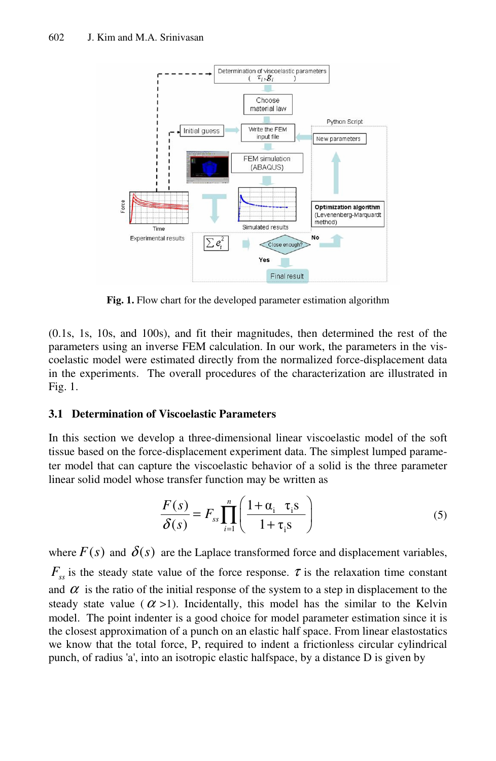**Fig. 1.** Flow chart for the developed parameter estimation algorithm

(0.1s, 1s, 10s, and 100s), and fit their magnitudes, then determined the rest of the parameters using an inverse FEM calculation. In our work, the parameters in the viscoelastic model were estimated directly from the normalized force-displacement data in the experiments. The overall procedures of the characterization are illustrated in Fig. 1.

### 3.1 Determination of Viscoelastic Parameters

In this section we develop a three-dimensional linear viscoelastic model of the soft tissue based on the force-displacement experiment data. The simplest lumped parameter model that can capture the viscoelastic behavior of a solid is the three parameter linear solid model whose transfer function may be written as

$$\frac{F(s)}{\delta(s)} = F_{ss} \prod_{i=1}^{n} \left( \frac{1 + \alpha_i \quad \tau_i s}{1 + \tau_i s} \right) \tag{5}$$

where $F(s)$ and $\delta(s)$ are the Laplace transformed force and displacement variables, $F_{ss}$ is the steady state value of the force response. $\tau$ is the relaxation time constant and $\alpha$ is the ratio of the initial response of the system to a step in displacement to the steady state value ($\alpha$ >1). Incidentally, this model has the similar to the Kelvin model. The point indenter is a good choice for model parameter estimation since it is the closest approximation of a punch on an elastic half space. From linear elastostatics we know that the total force, P, required to indent a frictionless circular cylindrical punch, of radius 'a', into an isotropic elastic halfspace, by a distance D is given by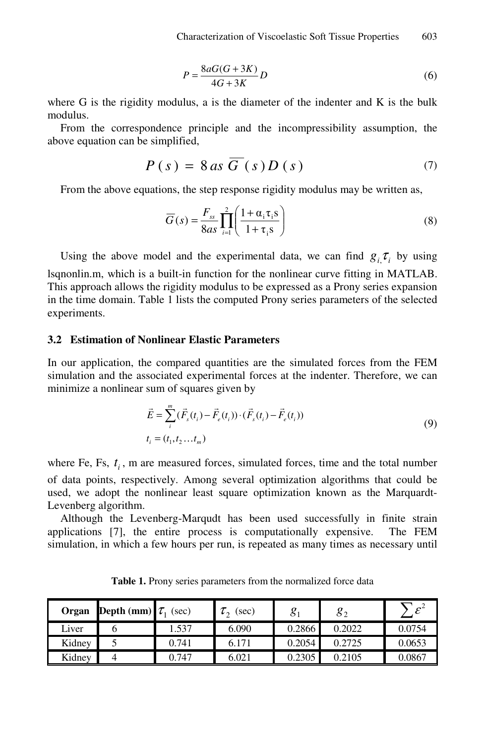$$P = \frac{8aG(G+3K)}{4G+3K} D \tag{6}$$

where G is the rigidity modulus, a is the diameter of the indenter and K is the bulk modulus.

From the correspondence principle and the incompressibility assumption, the above equation can be simplified,

$$P(s) = 8as\,\overline{G}(s)D(s) \tag{7}$$

From the above equations, the step response rigidity modulus may be written as,

$$\overline{G}(s) = \frac{F_{ss}}{8as} \prod_{i=1}^{2} \left( \frac{1+\alpha_i \tau_i s}{1+\tau_i s} \right) \tag{8}$$

Using the above model and the experimental data, we can find $g_{i,}\tau_i$ by using lsqnonlin.m, which is a built-in function for the nonlinear curve fitting in MATLAB. This approach allows the rigidity modulus to be expressed as a Prony series expansion in the time domain. Table 1 lists the computed Prony series parameters of the selected experiments.

### 3.2 Estimation of Nonlinear Elastic Parameters

In our application, the compared quantities are the simulated forces from the FEM simulation and the associated experimental forces at the indenter. Therefore, we can minimize a nonlinear sum of squares given by

$$\vec{E} = \sum_{i}^{m} (\vec{F}_s(t_i) - \vec{F}_e(t_i)) \cdot (\vec{F}_s(t_i) - \vec{F}_e(t_i))$$
$$t_i = (t_1, t_2 \ldots t_m) \tag{9}$$

where Fe, Fs, $t_i$, m are measured forces, simulated forces, time and the total number of data points, respectively. Among several optimization algorithms that could be used, we adopt the nonlinear least square optimization known as the Marquardt-Levenberg algorithm.

Although the Levenberg-Marqudt has been used successfully in finite strain applications [7], the entire process is computationally expensive. The FEM simulation, in which a few hours per run, is repeated as many times as necessary until

**Table 1.** Prony series parameters from the normalized force data

| Organ | Depth (mm) | $\tau_1$ (sec) | $\tau_2$ (sec) | $g_1$ | $g_2$ | $\sum \varepsilon^2$ |
|---|---|---|---|---|---|---|
| Liver | 6 | 1.537 | 6.090 | 0.2866 | 0.2022 | 0.0754 |
| Kidney | 5 | 0.741 | 6.171 | 0.2054 | 0.2725 | 0.0653 |
| Kidney | 4 | 0.747 | 6.021 | 0.2305 | 0.2105 | 0.0867 |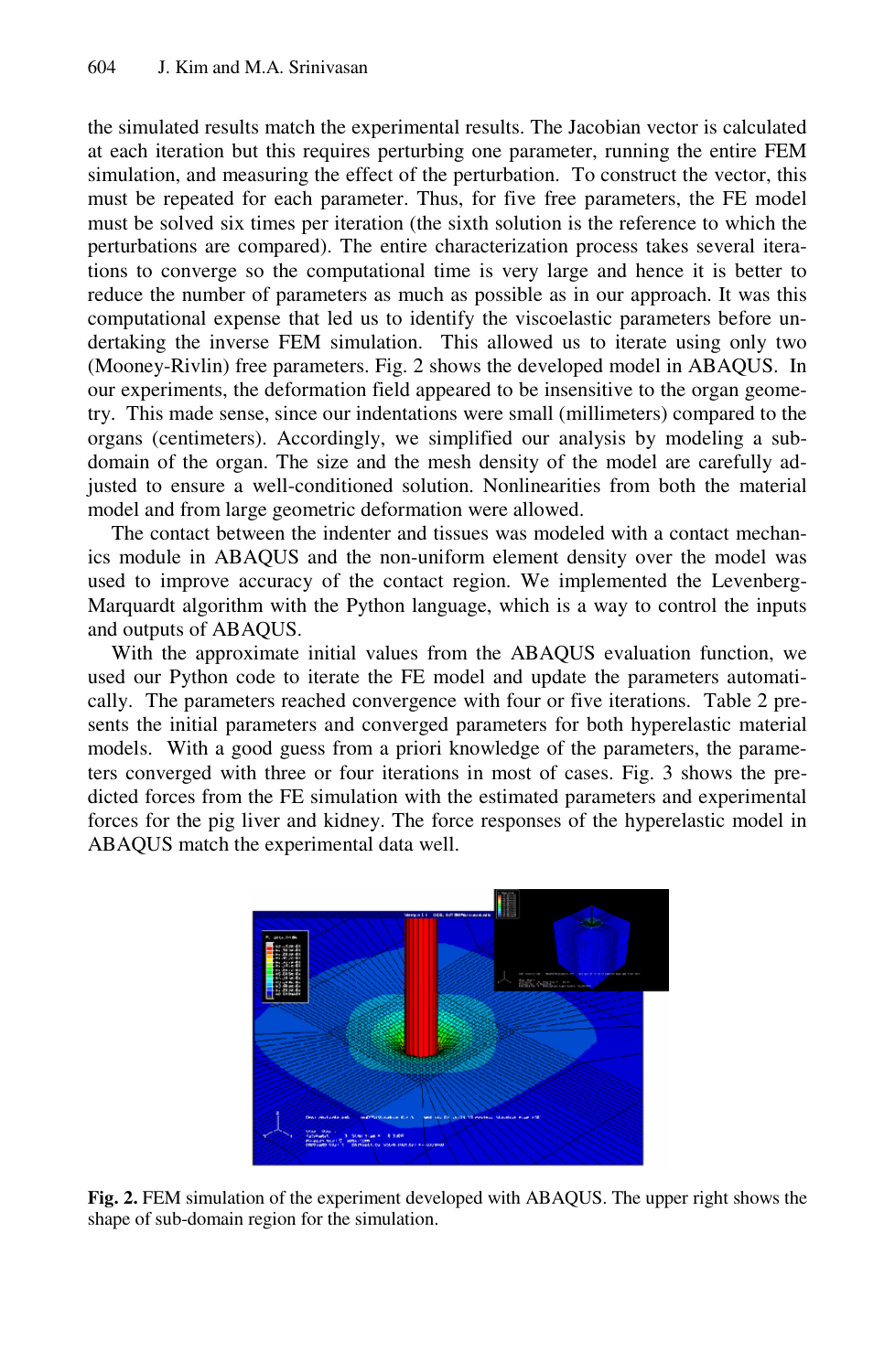the simulated results match the experimental results. The Jacobian vector is calculated at each iteration but this requires perturbing one parameter, running the entire FEM simulation, and measuring the effect of the perturbation. To construct the vector, this must be repeated for each parameter. Thus, for five free parameters, the FE model must be solved six times per iteration (the sixth solution is the reference to which the perturbations are compared). The entire characterization process takes several iterations to converge so the computational time is very large and hence it is better to reduce the number of parameters as much as possible as in our approach. It was this computational expense that led us to identify the viscoelastic parameters before undertaking the inverse FEM simulation. This allowed us to iterate using only two (Mooney-Rivlin) free parameters. Fig. 2 shows the developed model in ABAQUS. In our experiments, the deformation field appeared to be insensitive to the organ geometry. This made sense, since our indentations were small (millimeters) compared to the organs (centimeters). Accordingly, we simplified our analysis by modeling a sub-domain of the organ. The size and the mesh density of the model are carefully adjusted to ensure a well-conditioned solution. Nonlinearities from both the material model and from large geometric deformation were allowed.

The contact between the indenter and tissues was modeled with a contact mechanics module in ABAQUS and the non-uniform element density over the model was used to improve accuracy of the contact region. We implemented the Levenberg-Marquardt algorithm with the Python language, which is a way to control the inputs and outputs of ABAQUS.

With the approximate initial values from the ABAQUS evaluation function, we used our Python code to iterate the FE model and update the parameters automatically. The parameters reached convergence with four or five iterations. Table 2 presents the initial parameters and converged parameters for both hyperelastic material models. With a good guess from a priori knowledge of the parameters, the parameters converged with three or four iterations in most of cases. Fig. 3 shows the predicted forces from the FE simulation with the estimated parameters and experimental forces for the pig liver and kidney. The force responses of the hyperelastic model in ABAQUS match the experimental data well.

**Fig. 2.** FEM simulation of the experiment developed with ABAQUS. The upper right shows the shape of sub-domain region for the simulation.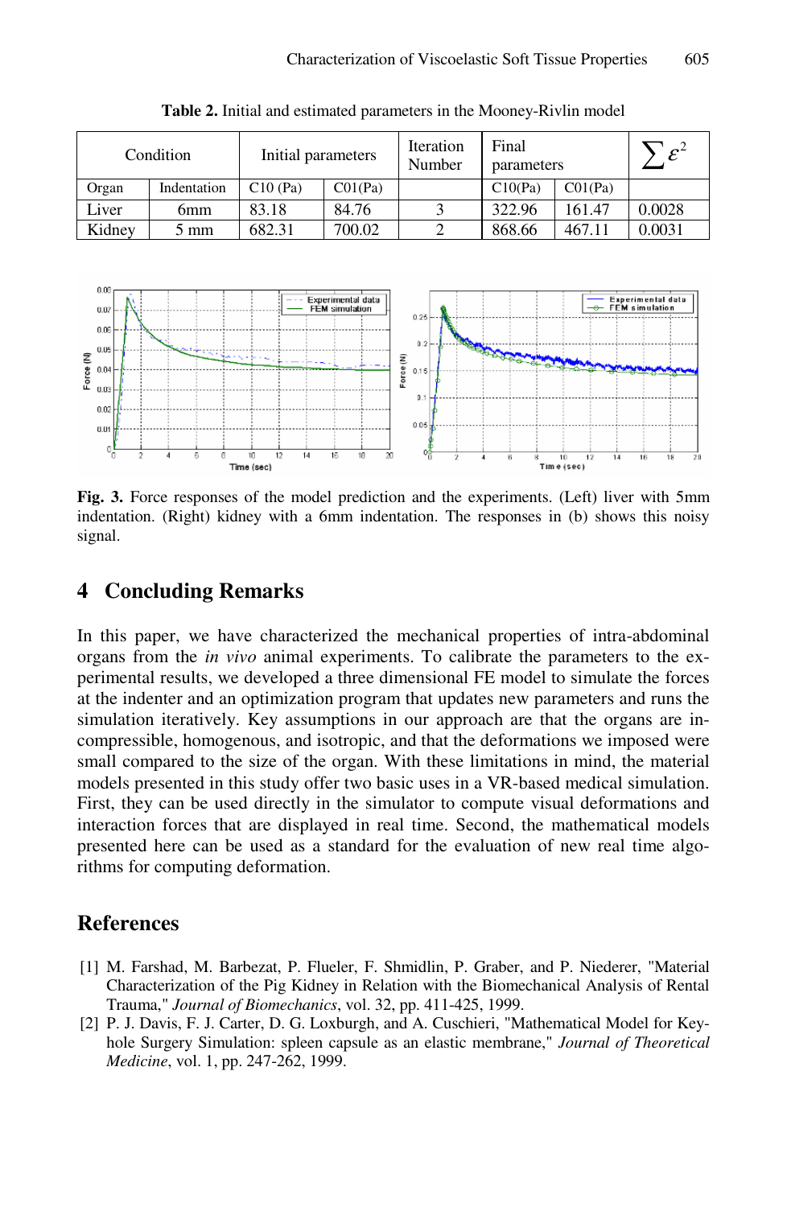**Table 2.** Initial and estimated parameters in the Mooney-Rivlin model

| Condition | | Initial parameters | | Iteration Number | Final parameters | | $\sum \varepsilon^2$ |
|---|---|---|---|---|---|---|---|
| Organ | Indentation | C10 (Pa) | C01(Pa) | | C10(Pa) | C01(Pa) | |
| Liver | 6mm | 83.18 | 84.76 | 3 | 322.96 | 161.47 | 0.0028 |
| Kidney | 5 mm | 682.31 | 700.02 | 2 | 868.66 | 467.11 | 0.0031 |

**Fig. 3.** Force responses of the model prediction and the experiments. (Left) liver with 5mm indentation. (Right) kidney with a 6mm indentation. The responses in (b) shows this noisy signal.

## 4 Concluding Remarks

In this paper, we have characterized the mechanical properties of intra-abdominal organs from the *in vivo* animal experiments. To calibrate the parameters to the experimental results, we developed a three dimensional FE model to simulate the forces at the indenter and an optimization program that updates new parameters and runs the simulation iteratively. Key assumptions in our approach are that the organs are incompressible, homogenous, and isotropic, and that the deformations we imposed were small compared to the size of the organ. With these limitations in mind, the material models presented in this study offer two basic uses in a VR-based medical simulation. First, they can be used directly in the simulator to compute visual deformations and interaction forces that are displayed in real time. Second, the mathematical models presented here can be used as a standard for the evaluation of new real time algorithms for computing deformation.

## References

[1] M. Farshad, M. Barbezat, P. Flueler, F. Shmidlin, P. Graber, and P. Niederer, "Material Characterization of the Pig Kidney in Relation with the Biomechanical Analysis of Rental Trauma," *Journal of Biomechanics*, vol. 32, pp. 411-425, 1999.

[2] P. J. Davis, F. J. Carter, D. G. Loxburgh, and A. Cuschieri, "Mathematical Model for Keyhole Surgery Simulation: spleen capsule as an elastic membrane," *Journal of Theoretical Medicine*, vol. 1, pp. 247-262, 1999.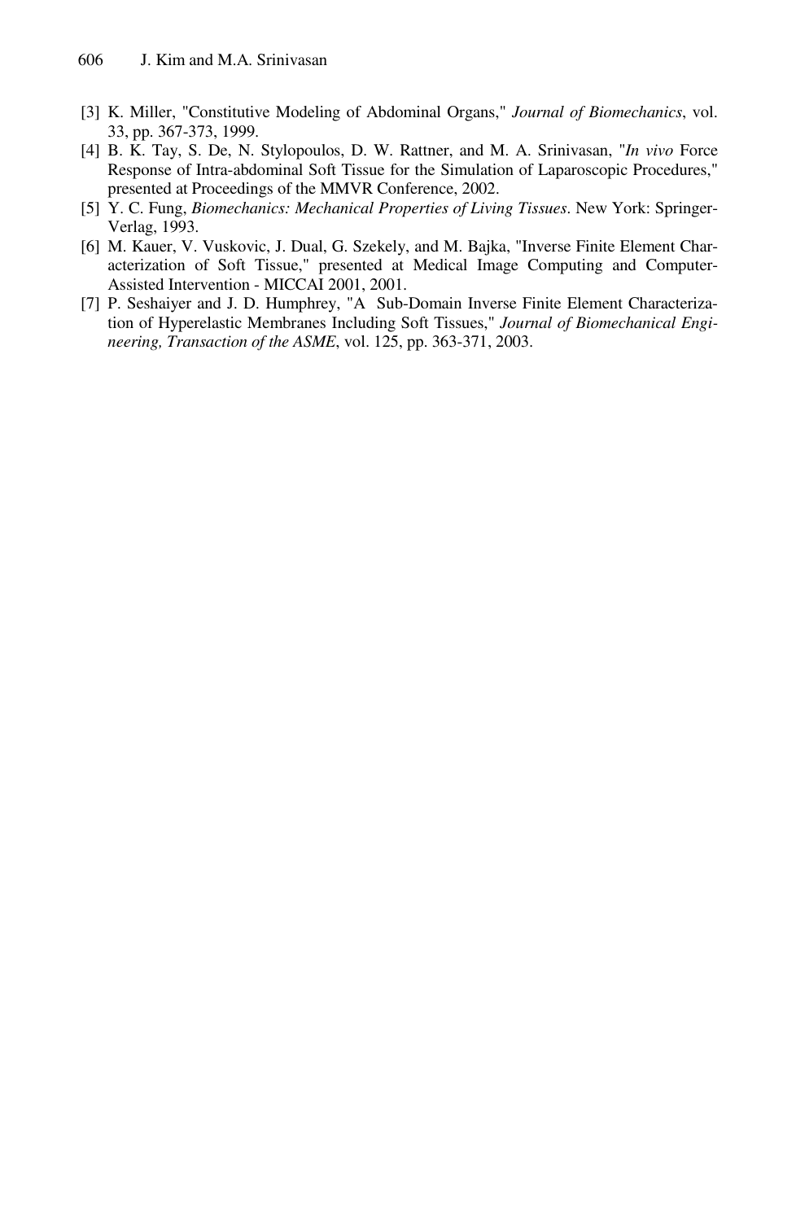[3] K. Miller, "Constitutive Modeling of Abdominal Organs," *Journal of Biomechanics*, vol. 33, pp. 367-373, 1999.

[4] B. K. Tay, S. De, N. Stylopoulos, D. W. Rattner, and M. A. Srinivasan, "*In vivo* Force Response of Intra-abdominal Soft Tissue for the Simulation of Laparoscopic Procedures," presented at Proceedings of the MMVR Conference, 2002.

[5] Y. C. Fung, *Biomechanics: Mechanical Properties of Living Tissues*. New York: Springer-Verlag, 1993.

[6] M. Kauer, V. Vuskovic, J. Dual, G. Szekely, and M. Bajka, "Inverse Finite Element Characterization of Soft Tissue," presented at Medical Image Computing and Computer-Assisted Intervention - MICCAI 2001, 2001.

[7] P. Seshaiyer and J. D. Humphrey, "A Sub-Domain Inverse Finite Element Characterization of Hyperelastic Membranes Including Soft Tissues," *Journal of Biomechanical Engineering, Transaction of the ASME*, vol. 125, pp. 363-371, 2003.